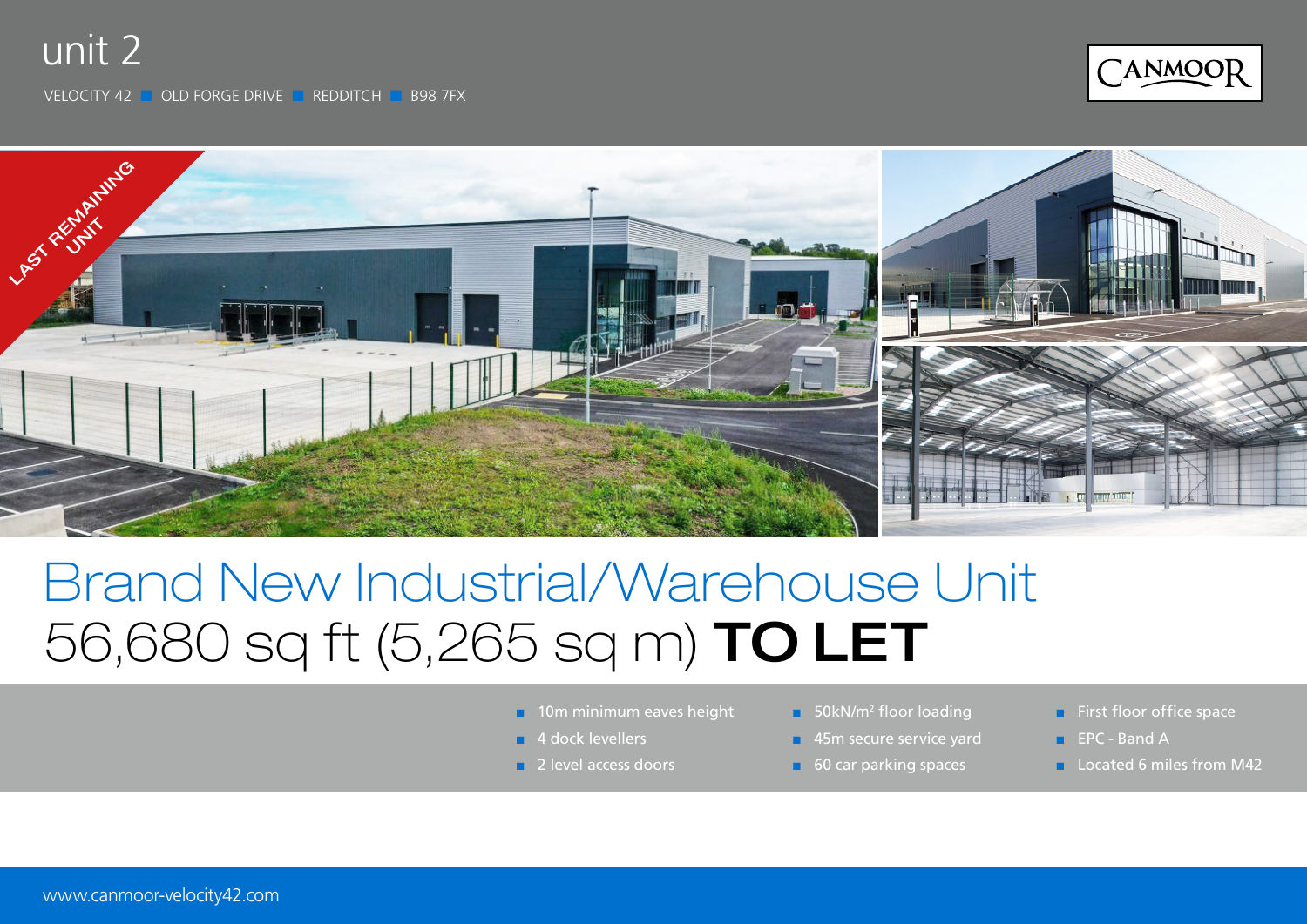# unit 2

VELOCITY 42 ■ OLD FORGE DRIVE ■ REDDITCH ■ B98 7FX

CANMOOR

LAST REMAINING UNIT

## Brand New Industrial/Warehouse Unit

## 56,680 sq ft (5,265 sq m) **TO LET**

- 10m minimum eaves height
- 4 dock levellers
- 2 level access doors
- 50kN/m² floor loading
- 45m secure service yard
- 60 car parking spaces
- First floor office space
- EPC - Band A
- Located 6 miles from M42

www.canmoor-velocity42.com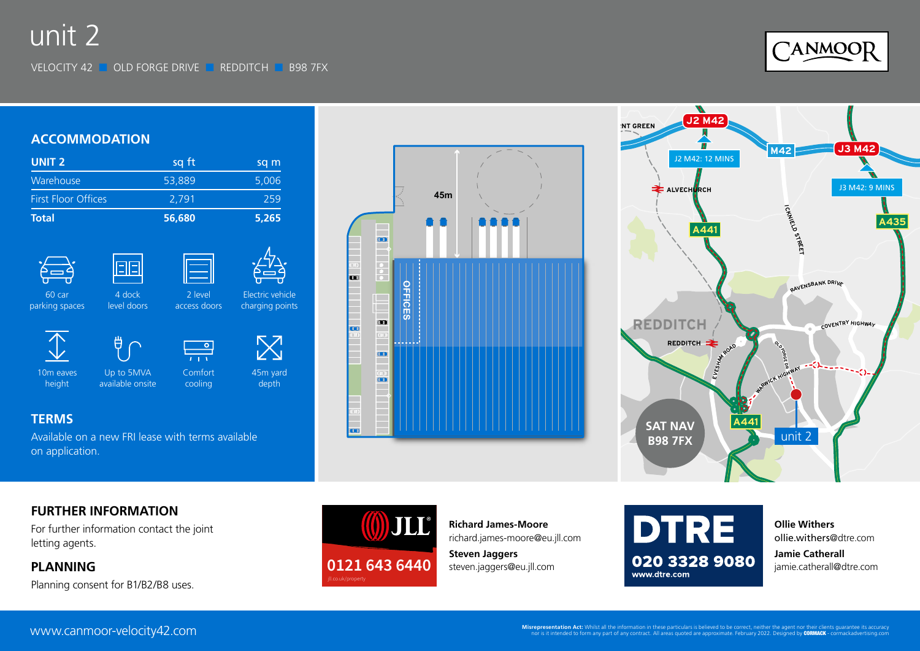# unit 2

VELOCITY 42 ■ OLD FORGE DRIVE ■ REDDITCH ■ B98 7FX

CANMOOR

## ACCOMMODATION

| UNIT 2 | sq ft | sq m |
|---|---|---|
| Warehouse | 53,889 | 5,006 |
| First Floor Offices | 2,791 | 259 |
| **Total** | **56,680** | **5,265** |

- 60 car parking spaces
- 4 dock level doors
- 2 level access doors
- Electric vehicle charging points
- 10m eaves height
- Up to 5MVA available onsite
- Comfort cooling
- 45m yard depth

## TERMS

Available on a new FRI lease with terms available on application.

45m

OFFICES

NT GREEN

J2 M42

J2 M42: 12 MINS

M42

J3 M42

J3 M42: 9 MINS

ALVECHURCH

A441

A435

ICKNIELD STREET

RAVENSBANK DRIVE

REDDITCH

COVENTRY HIGHWAY

REDDITCH

EVESHAM ROAD

OLD FORGE DR

WARWICK HIGHWAY

A441

SAT NAV B98 7FX

unit 2

## FURTHER INFORMATION

For further information contact the joint letting agents.

## PLANNING

Planning consent for B1/B2/B8 uses.

JLL
0121 643 6440
jll.co.uk/property

**Richard James-Moore**
richard.james-moore@eu.jll.com

**Steven Jaggers**
steven.jaggers@eu.jll.com

DTRE
020 3328 9080
www.dtre.com

**Ollie Withers**
ollie.withers@dtre.com

**Jamie Catherall**
jamie.catherall@dtre.com

www.canmoor-velocity42.com

**Misrepresentation Act:** Whilst all the information in these particulars is believed to be correct, neither the agent nor their clients guarantee its accuracy nor is it intended to form any part of any contract. All areas quoted are approximate. February 2022. Designed by **CORMACK** - cormackadvertising.com